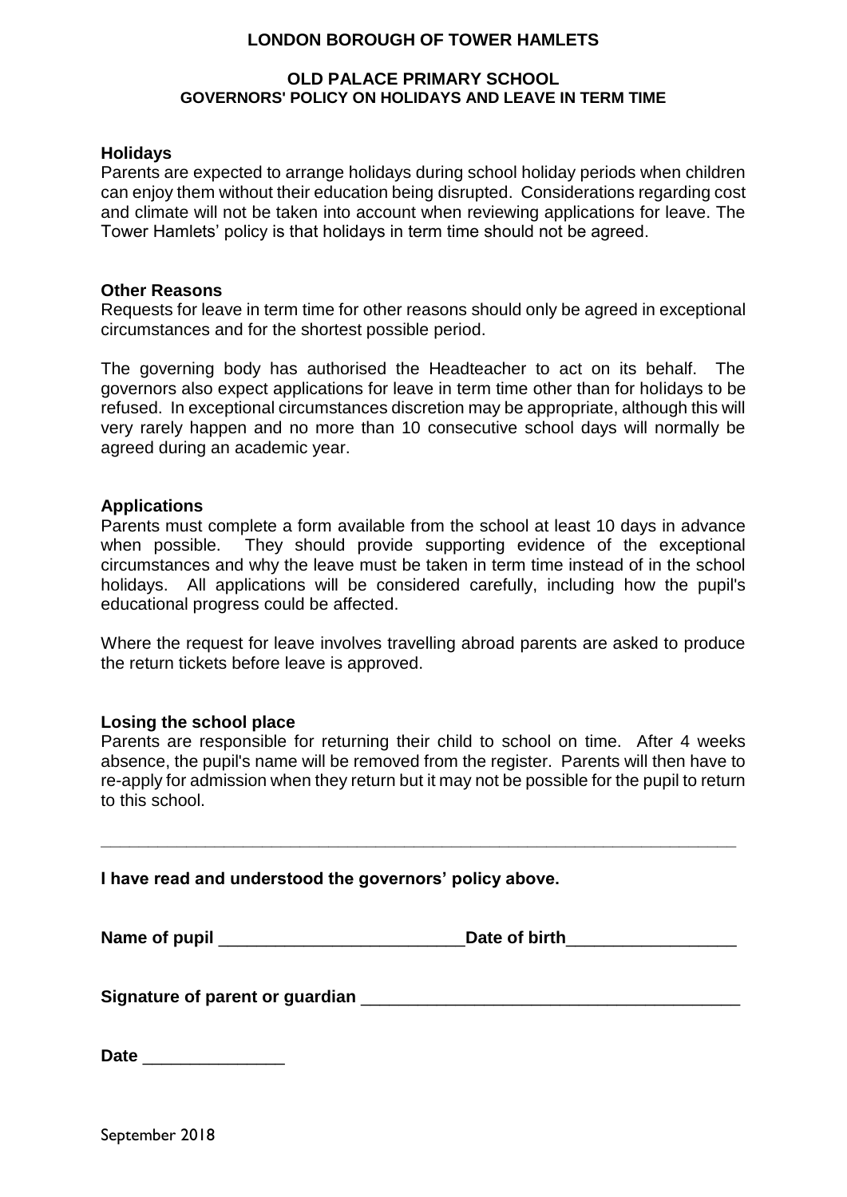# LONDON BOROUGH OF TOWER HAMLETS

## OLD PALACE PRIMARY SCHOOL
## GOVERNORS' POLICY ON HOLIDAYS AND LEAVE IN TERM TIME

### Holidays

Parents are expected to arrange holidays during school holiday periods when children can enjoy them without their education being disrupted. Considerations regarding cost and climate will not be taken into account when reviewing applications for leave. The Tower Hamlets' policy is that holidays in term time should not be agreed.

### Other Reasons

Requests for leave in term time for other reasons should only be agreed in exceptional circumstances and for the shortest possible period.

The governing body has authorised the Headteacher to act on its behalf. The governors also expect applications for leave in term time other than for holidays to be refused. In exceptional circumstances discretion may be appropriate, although this will very rarely happen and no more than 10 consecutive school days will normally be agreed during an academic year.

### Applications

Parents must complete a form available from the school at least 10 days in advance when possible. They should provide supporting evidence of the exceptional circumstances and why the leave must be taken in term time instead of in the school holidays. All applications will be considered carefully, including how the pupil's educational progress could be affected.

Where the request for leave involves travelling abroad parents are asked to produce the return tickets before leave is approved.

### Losing the school place

Parents are responsible for returning their child to school on time. After 4 weeks absence, the pupil's name will be removed from the register. Parents will then have to re-apply for admission when they return but it may not be possible for the pupil to return to this school.

---

**I have read and understood the governors' policy above.**

**Name of pupil** _________________________ **Date of birth** _________________

**Signature of parent or guardian** _______________________________________

**Date** ______________

September 2018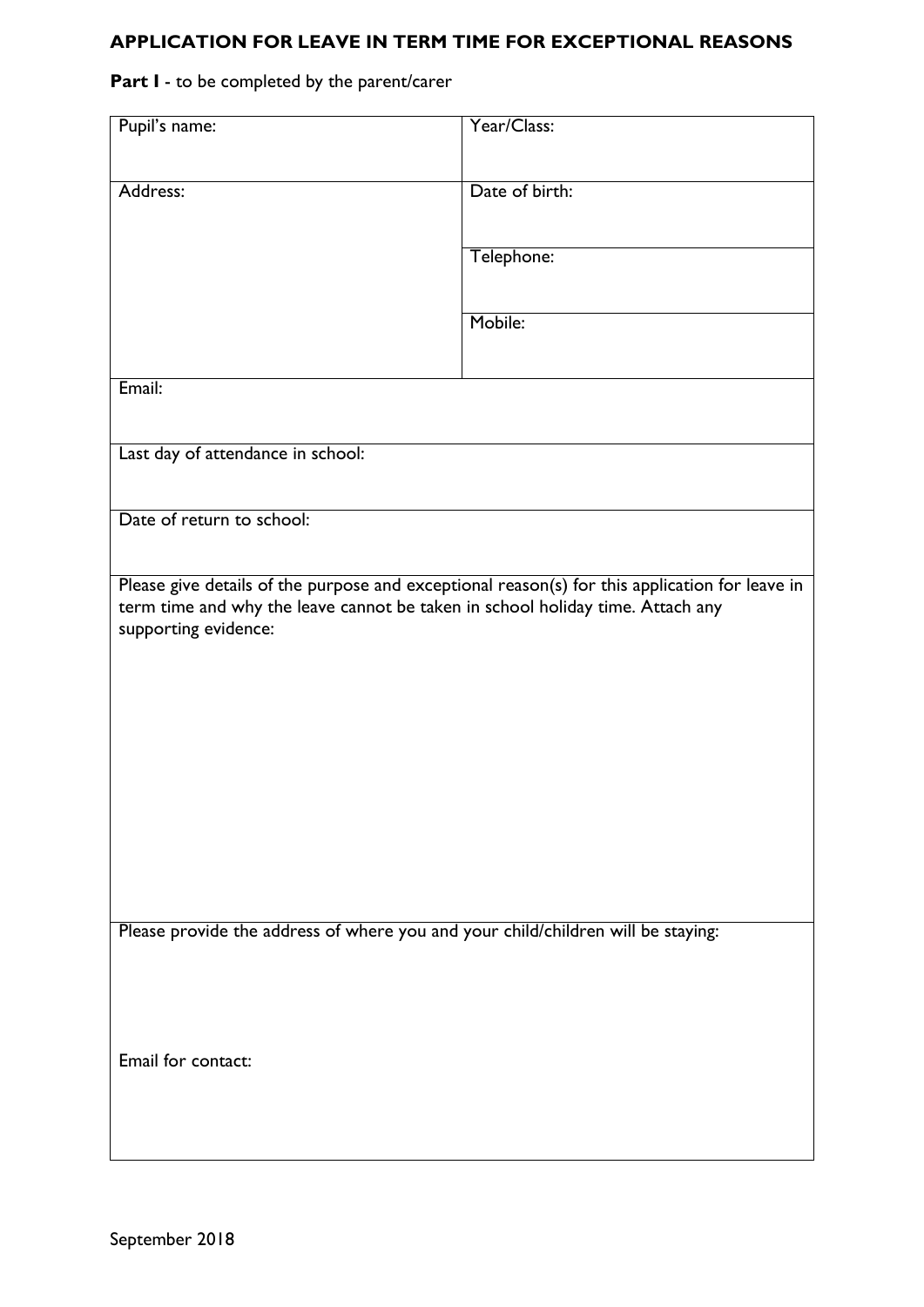## APPLICATION FOR LEAVE IN TERM TIME FOR EXCEPTIONAL REASONS

**Part I** - to be completed by the parent/carer

| Pupil's name: | Year/Class: |
|---|---|
| Address: | Date of birth: |
| | Telephone: |
| | Mobile: |
| Email: | |
| Last day of attendance in school: | |
| Date of return to school: | |
| Please give details of the purpose and exceptional reason(s) for this application for leave in term time and why the leave cannot be taken in school holiday time. Attach any supporting evidence: | |
| Please provide the address of where you and your child/children will be staying:<br><br>Email for contact: | |

September 2018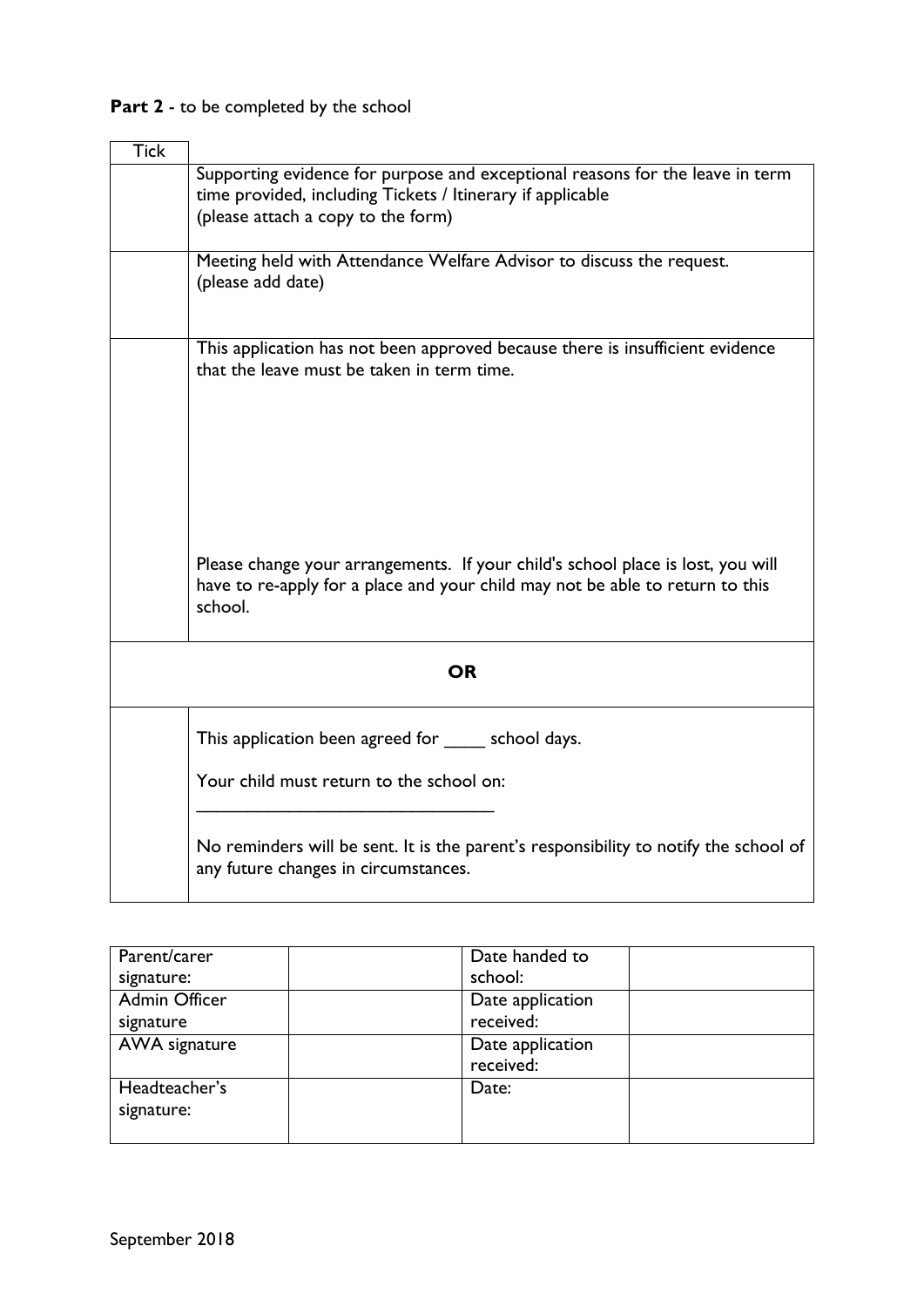**Part 2** - to be completed by the school

| Tick | |
|---|---|
| | Supporting evidence for purpose and exceptional reasons for the leave in term time provided, including Tickets / Itinerary if applicable (please attach a copy to the form) |
| | Meeting held with Attendance Welfare Advisor to discuss the request. (please add date) |
| | This application has not been approved because there is insufficient evidence that the leave must be taken in term time.<br><br>Please change your arrangements. If your child's school place is lost, you will have to re-apply for a place and your child may not be able to return to this school. |
| **OR** | |
| | This application been agreed for ____ school days.<br><br>Your child must return to the school on:<br>______________________________<br><br>No reminders will be sent. It is the parent's responsibility to notify the school of any future changes in circumstances. |

| | | | |
|---|---|---|---|
| Parent/carer signature: | | Date handed to school: | |
| Admin Officer signature | | Date application received: | |
| AWA signature | | Date application received: | |
| Headteacher's signature: | | Date: | |

September 2018